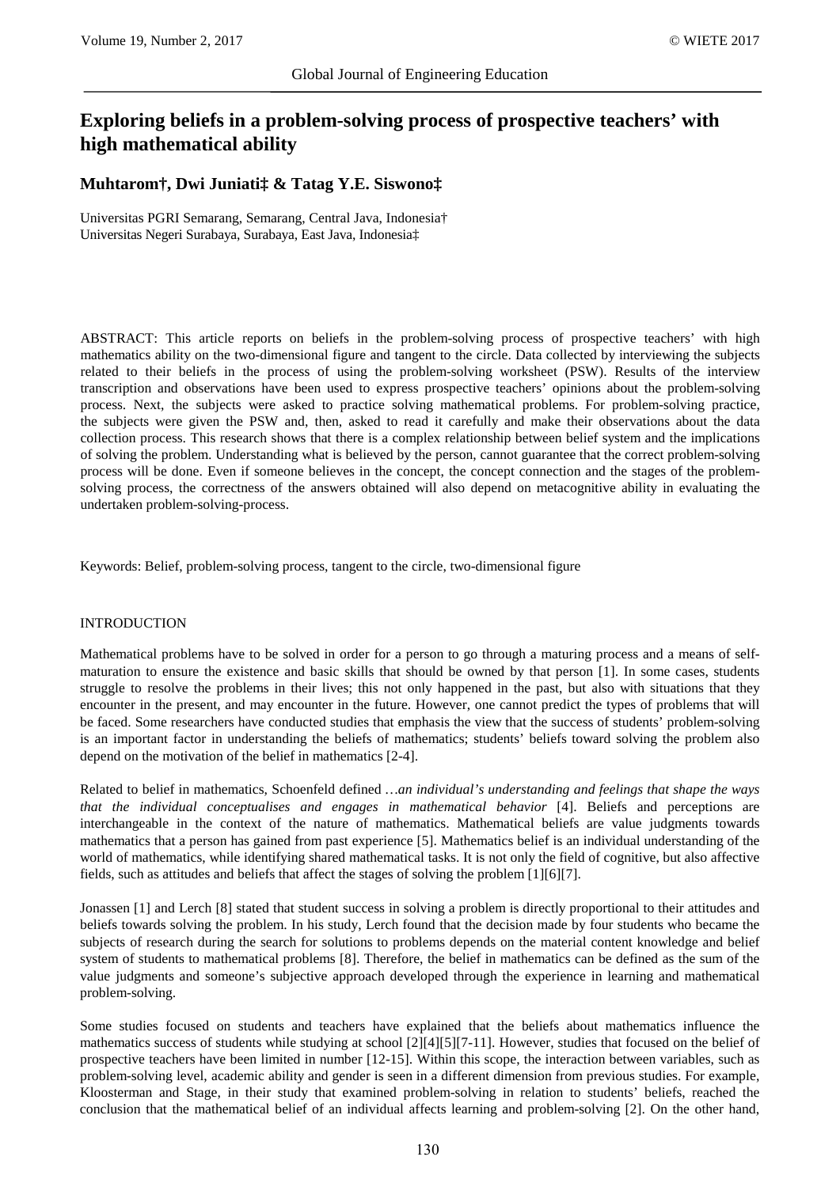# Exploring beliefs in a problem-solving process of prospective teachers' with high mathematical ability

**Muhtarom†, Dwi Juniati‡ & Tatag Y.E. Siswono‡**

Universitas PGRI Semarang, Semarang, Central Java, Indonesia†
Universitas Negeri Surabaya, Surabaya, East Java, Indonesia‡

ABSTRACT: This article reports on beliefs in the problem-solving process of prospective teachers' with high mathematics ability on the two-dimensional figure and tangent to the circle. Data collected by interviewing the subjects related to their beliefs in the process of using the problem-solving worksheet (PSW). Results of the interview transcription and observations have been used to express prospective teachers' opinions about the problem-solving process. Next, the subjects were asked to practice solving mathematical problems. For problem-solving practice, the subjects were given the PSW and, then, asked to read it carefully and make their observations about the data collection process. This research shows that there is a complex relationship between belief system and the implications of solving the problem. Understanding what is believed by the person, cannot guarantee that the correct problem-solving process will be done. Even if someone believes in the concept, the concept connection and the stages of the problem-solving process, the correctness of the answers obtained will also depend on metacognitive ability in evaluating the undertaken problem-solving-process.

Keywords: Belief, problem-solving process, tangent to the circle, two-dimensional figure

## INTRODUCTION

Mathematical problems have to be solved in order for a person to go through a maturing process and a means of self-maturation to ensure the existence and basic skills that should be owned by that person [1]. In some cases, students struggle to resolve the problems in their lives; this not only happened in the past, but also with situations that they encounter in the present, and may encounter in the future. However, one cannot predict the types of problems that will be faced. Some researchers have conducted studies that emphasis the view that the success of students' problem-solving is an important factor in understanding the beliefs of mathematics; students' beliefs toward solving the problem also depend on the motivation of the belief in mathematics [2-4].

Related to belief in mathematics, Schoenfeld defined …*an individual's understanding and feelings that shape the ways that the individual conceptualises and engages in mathematical behavior* [4]. Beliefs and perceptions are interchangeable in the context of the nature of mathematics. Mathematical beliefs are value judgments towards mathematics that a person has gained from past experience [5]. Mathematics belief is an individual understanding of the world of mathematics, while identifying shared mathematical tasks. It is not only the field of cognitive, but also affective fields, such as attitudes and beliefs that affect the stages of solving the problem [1][6][7].

Jonassen [1] and Lerch [8] stated that student success in solving a problem is directly proportional to their attitudes and beliefs towards solving the problem. In his study, Lerch found that the decision made by four students who became the subjects of research during the search for solutions to problems depends on the material content knowledge and belief system of students to mathematical problems [8]. Therefore, the belief in mathematics can be defined as the sum of the value judgments and someone's subjective approach developed through the experience in learning and mathematical problem-solving.

Some studies focused on students and teachers have explained that the beliefs about mathematics influence the mathematics success of students while studying at school [2][4][5][7-11]. However, studies that focused on the belief of prospective teachers have been limited in number [12-15]. Within this scope, the interaction between variables, such as problem-solving level, academic ability and gender is seen in a different dimension from previous studies. For example, Kloosterman and Stage, in their study that examined problem-solving in relation to students' beliefs, reached the conclusion that the mathematical belief of an individual affects learning and problem-solving [2]. On the other hand,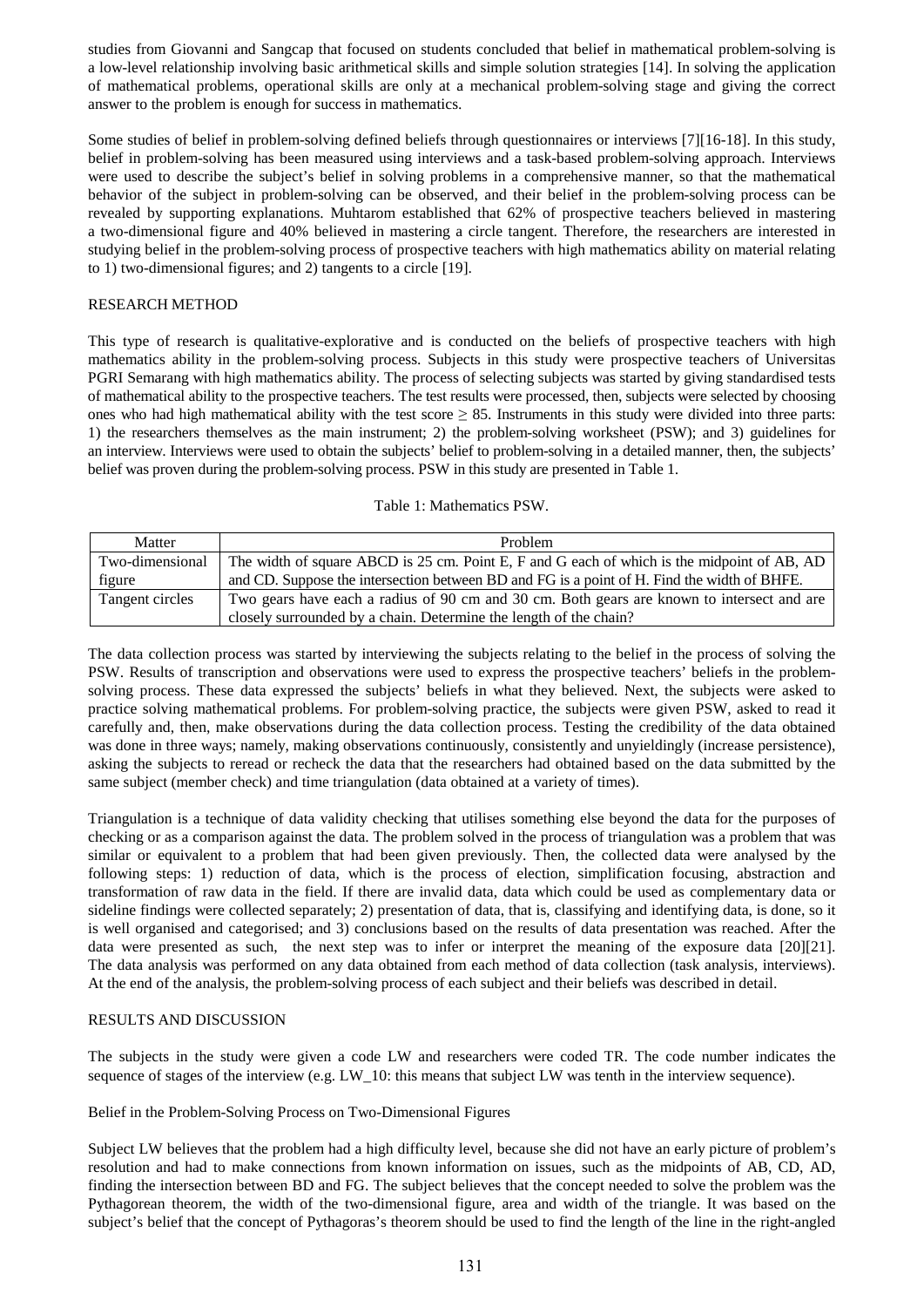studies from Giovanni and Sangcap that focused on students concluded that belief in mathematical problem-solving is a low-level relationship involving basic arithmetical skills and simple solution strategies [14]. In solving the application of mathematical problems, operational skills are only at a mechanical problem-solving stage and giving the correct answer to the problem is enough for success in mathematics.

Some studies of belief in problem-solving defined beliefs through questionnaires or interviews [7][16-18]. In this study, belief in problem-solving has been measured using interviews and a task-based problem-solving approach. Interviews were used to describe the subject's belief in solving problems in a comprehensive manner, so that the mathematical behavior of the subject in problem-solving can be observed, and their belief in the problem-solving process can be revealed by supporting explanations. Muhtarom established that 62% of prospective teachers believed in mastering a two-dimensional figure and 40% believed in mastering a circle tangent. Therefore, the researchers are interested in studying belief in the problem-solving process of prospective teachers with high mathematics ability on material relating to 1) two-dimensional figures; and 2) tangents to a circle [19].

## RESEARCH METHOD

This type of research is qualitative-explorative and is conducted on the beliefs of prospective teachers with high mathematics ability in the problem-solving process. Subjects in this study were prospective teachers of Universitas PGRI Semarang with high mathematics ability. The process of selecting subjects was started by giving standardised tests of mathematical ability to the prospective teachers. The test results were processed, then, subjects were selected by choosing ones who had high mathematical ability with the test score $\geq 85$. Instruments in this study were divided into three parts: 1) the researchers themselves as the main instrument; 2) the problem-solving worksheet (PSW); and 3) guidelines for an interview. Interviews were used to obtain the subjects' belief to problem-solving in a detailed manner, then, the subjects' belief was proven during the problem-solving process. PSW in this study are presented in Table 1.

Table 1: Mathematics PSW.

| Matter | Problem |
|---|---|
| Two-dimensional figure | The width of square ABCD is 25 cm. Point E, F and G each of which is the midpoint of AB, AD and CD. Suppose the intersection between BD and FG is a point of H. Find the width of BHFE. |
| Tangent circles | Two gears have each a radius of 90 cm and 30 cm. Both gears are known to intersect and are closely surrounded by a chain. Determine the length of the chain? |

The data collection process was started by interviewing the subjects relating to the belief in the process of solving the PSW. Results of transcription and observations were used to express the prospective teachers' beliefs in the problem-solving process. These data expressed the subjects' beliefs in what they believed. Next, the subjects were asked to practice solving mathematical problems. For problem-solving practice, the subjects were given PSW, asked to read it carefully and, then, make observations during the data collection process. Testing the credibility of the data obtained was done in three ways; namely, making observations continuously, consistently and unyieldingly (increase persistence), asking the subjects to reread or recheck the data that the researchers had obtained based on the data submitted by the same subject (member check) and time triangulation (data obtained at a variety of times).

Triangulation is a technique of data validity checking that utilises something else beyond the data for the purposes of checking or as a comparison against the data. The problem solved in the process of triangulation was a problem that was similar or equivalent to a problem that had been given previously. Then, the collected data were analysed by the following steps: 1) reduction of data, which is the process of election, simplification focusing, abstraction and transformation of raw data in the field. If there are invalid data, data which could be used as complementary data or sideline findings were collected separately; 2) presentation of data, that is, classifying and identifying data, is done, so it is well organised and categorised; and 3) conclusions based on the results of data presentation was reached. After the data were presented as such, the next step was to infer or interpret the meaning of the exposure data [20][21]. The data analysis was performed on any data obtained from each method of data collection (task analysis, interviews). At the end of the analysis, the problem-solving process of each subject and their beliefs was described in detail.

## RESULTS AND DISCUSSION

The subjects in the study were given a code LW and researchers were coded TR. The code number indicates the sequence of stages of the interview (e.g. LW_10: this means that subject LW was tenth in the interview sequence).

### Belief in the Problem-Solving Process on Two-Dimensional Figures

Subject LW believes that the problem had a high difficulty level, because she did not have an early picture of problem's resolution and had to make connections from known information on issues, such as the midpoints of AB, CD, AD, finding the intersection between BD and FG. The subject believes that the concept needed to solve the problem was the Pythagorean theorem, the width of the two-dimensional figure, area and width of the triangle. It was based on the subject's belief that the concept of Pythagoras's theorem should be used to find the length of the line in the right-angled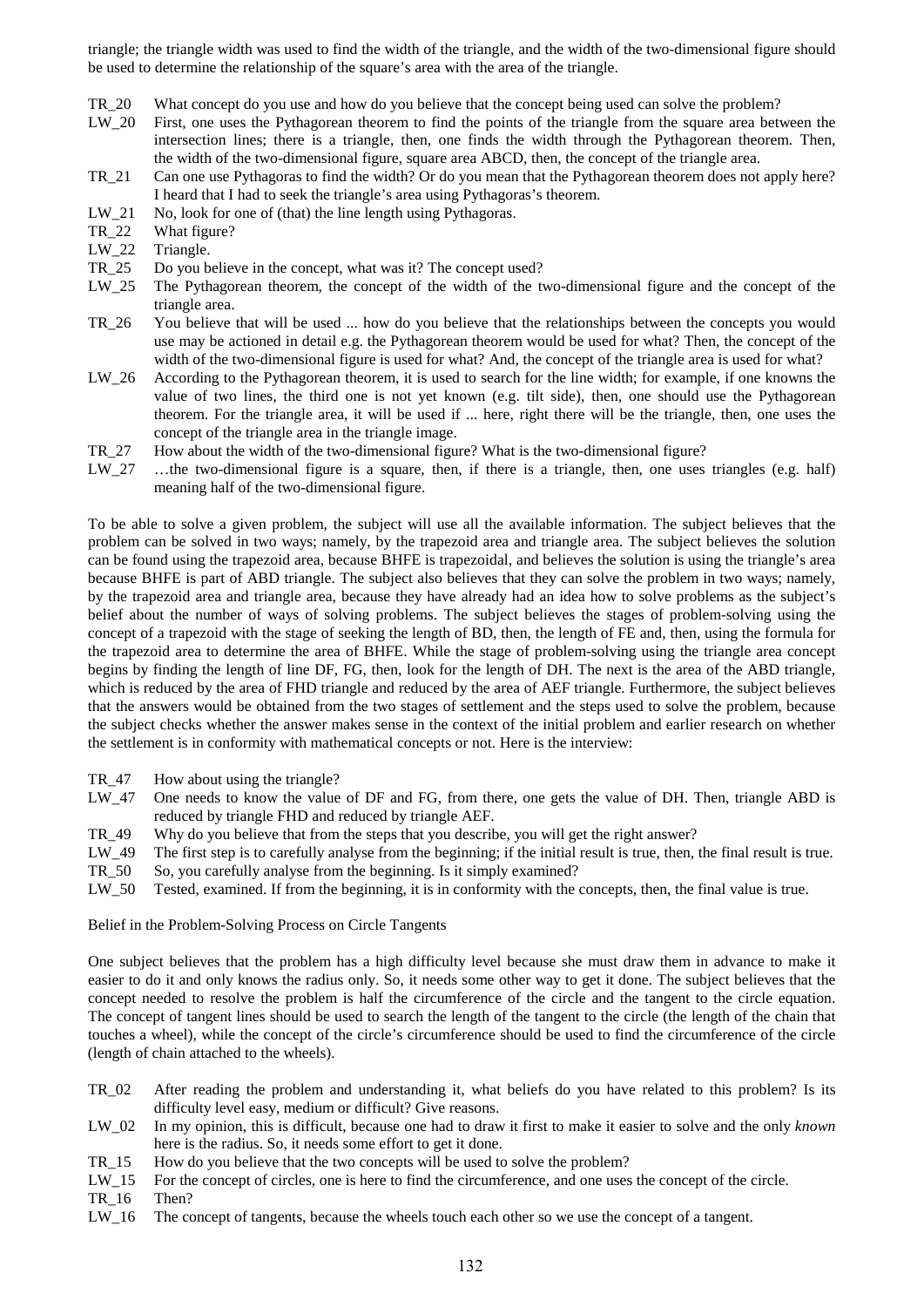triangle; the triangle width was used to find the width of the triangle, and the width of the two-dimensional figure should be used to determine the relationship of the square's area with the area of the triangle.

TR_20 What concept do you use and how do you believe that the concept being used can solve the problem?

LW_20 First, one uses the Pythagorean theorem to find the points of the triangle from the square area between the intersection lines; there is a triangle, then, one finds the width through the Pythagorean theorem. Then, the width of the two-dimensional figure, square area ABCD, then, the concept of the triangle area.

TR_21 Can one use Pythagoras to find the width? Or do you mean that the Pythagorean theorem does not apply here? I heard that I had to seek the triangle's area using Pythagoras's theorem.

LW_21 No, look for one of (that) the line length using Pythagoras.

TR_22 What figure?

LW_22 Triangle.

TR_25 Do you believe in the concept, what was it? The concept used?

LW_25 The Pythagorean theorem, the concept of the width of the two-dimensional figure and the concept of the triangle area.

TR_26 You believe that will be used ... how do you believe that the relationships between the concepts you would use may be actioned in detail e.g. the Pythagorean theorem would be used for what? Then, the concept of the width of the two-dimensional figure is used for what? And, the concept of the triangle area is used for what?

LW_26 According to the Pythagorean theorem, it is used to search for the line width; for example, if one knowns the value of two lines, the third one is not yet known (e.g. tilt side), then, one should use the Pythagorean theorem. For the triangle area, it will be used if ... here, right there will be the triangle, then, one uses the concept of the triangle area in the triangle image.

TR_27 How about the width of the two-dimensional figure? What is the two-dimensional figure?

LW_27 …the two-dimensional figure is a square, then, if there is a triangle, then, one uses triangles (e.g. half) meaning half of the two-dimensional figure.

To be able to solve a given problem, the subject will use all the available information. The subject believes that the problem can be solved in two ways; namely, by the trapezoid area and triangle area. The subject believes the solution can be found using the trapezoid area, because BHFE is trapezoidal, and believes the solution is using the triangle's area because BHFE is part of ABD triangle. The subject also believes that they can solve the problem in two ways; namely, by the trapezoid area and triangle area, because they have already had an idea how to solve problems as the subject's belief about the number of ways of solving problems. The subject believes the stages of problem-solving using the concept of a trapezoid with the stage of seeking the length of BD, then, the length of FE and, then, using the formula for the trapezoid area to determine the area of BHFE. While the stage of problem-solving using the triangle area concept begins by finding the length of line DF, FG, then, look for the length of DH. The next is the area of the ABD triangle, which is reduced by the area of FHD triangle and reduced by the area of AEF triangle. Furthermore, the subject believes that the answers would be obtained from the two stages of settlement and the steps used to solve the problem, because the subject checks whether the answer makes sense in the context of the initial problem and earlier research on whether the settlement is in conformity with mathematical concepts or not. Here is the interview:

TR_47 How about using the triangle?

LW_47 One needs to know the value of DF and FG, from there, one gets the value of DH. Then, triangle ABD is reduced by triangle FHD and reduced by triangle AEF.

TR_49 Why do you believe that from the steps that you describe, you will get the right answer?

LW_49 The first step is to carefully analyse from the beginning; if the initial result is true, then, the final result is true.

TR_50 So, you carefully analyse from the beginning. Is it simply examined?

LW_50 Tested, examined. If from the beginning, it is in conformity with the concepts, then, the final value is true.

Belief in the Problem-Solving Process on Circle Tangents

One subject believes that the problem has a high difficulty level because she must draw them in advance to make it easier to do it and only knows the radius only. So, it needs some other way to get it done. The subject believes that the concept needed to resolve the problem is half the circumference of the circle and the tangent to the circle equation. The concept of tangent lines should be used to search the length of the tangent to the circle (the length of the chain that touches a wheel), while the concept of the circle's circumference should be used to find the circumference of the circle (length of chain attached to the wheels).

TR_02 After reading the problem and understanding it, what beliefs do you have related to this problem? Is its difficulty level easy, medium or difficult? Give reasons.

LW_02 In my opinion, this is difficult, because one had to draw it first to make it easier to solve and the only *known* here is the radius. So, it needs some effort to get it done.

TR_15 How do you believe that the two concepts will be used to solve the problem?

LW_15 For the concept of circles, one is here to find the circumference, and one uses the concept of the circle.

TR_16 Then?

LW_16 The concept of tangents, because the wheels touch each other so we use the concept of a tangent.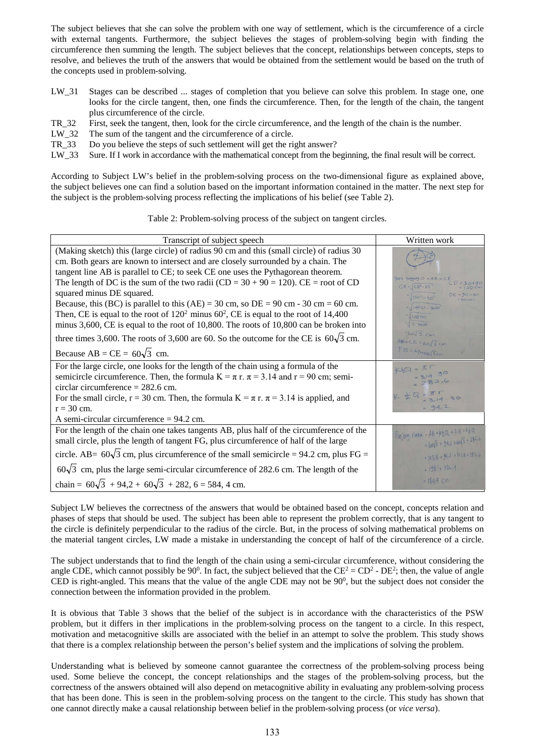The subject believes that she can solve the problem with one way of settlement, which is the circumference of a circle with external tangents. Furthermore, the subject believes the stages of problem-solving begin with finding the circumference then summing the length. The subject believes that the concept, relationships between concepts, steps to resolve, and believes the truth of the answers that would be obtained from the settlement would be based on the truth of the concepts used in problem-solving.

- LW_31 Stages can be described ... stages of completion that you believe can solve this problem. In stage one, one looks for the circle tangent, then, one finds the circumference. Then, for the length of the chain, the tangent plus circumference of the circle.
- TR_32 First, seek the tangent, then, look for the circle circumference, and the length of the chain is the number.
- LW_32 The sum of the tangent and the circumference of a circle.
- TR_33 Do you believe the steps of such settlement will get the right answer?
- LW_33 Sure. If I work in accordance with the mathematical concept from the beginning, the final result will be correct.

According to Subject LW's belief in the problem-solving process on the two-dimensional figure as explained above, the subject believes one can find a solution based on the important information contained in the matter. The next step for the subject is the problem-solving process reflecting the implications of his belief (see Table 2).

Table 2: Problem-solving process of the subject on tangent circles.

| Transcript of subject speech | Written work |
|---|---|
| (Making sketch) this (large circle) of radius 90 cm and this (small circle) of radius 30 cm. Both gears are known to intersect and are closely surrounded by a chain. The tangent line AB is parallel to CE; to seek CE one uses the Pythagorean theorem. The length of DC is the sum of the two radii (CD = 30 + 90 = 120). CE = root of CD squared minus DE squared. Because, this (BC) is parallel to this (AE) = 30 cm, so DE = 90 cm - 30 cm = 60 cm. Then, CE is equal to the root of $120^2$ minus $60^2$, CE is equal to the root of 14,400 minus 3,600, CE is equal to the root of 10,800. The roots of 10,800 can be broken into three times 3,600. The roots of 3,600 are 60. So the outcome for the CE is $60\sqrt{3}$ cm. Because AB = CE = $60\sqrt{3}$ cm. | Garis singgung O = AB = CE. $CD = 30+90 = 120$ cm; $CE = \sqrt{CD^2 - DE^2}$; $DE = 90-30 = 60$ cm; $= \sqrt{120^2 - 60^2}$; $= \sqrt{14400 - 3600}$; $= \sqrt{10800}$; $= \sqrt{3 \cdot 3600}$; $= 60\sqrt{3}$ cm; $AB = CE = 60\sqrt{3}$ cm; $FG = AB = 60\sqrt{3}$ cm |
| For the large circle, one looks for the length of the chain using a formula of the semicircle circumference. Then, the formula K = π r. π = 3.14 and r = 90 cm; semi-circlar circumference = 282.6 cm. For the small circle, r = 30 cm. Then, the formula K = π r. π = 3.14 is applied, and r = 30 cm. A semi-circular circumference = 94.2 cm. | $K \frac{1}{2} O = \pi r = 3{,}14 \cdot 90 = 282{,}6$; $K \frac{1}{2} O = \pi r = 3{,}14 \cdot 30 = 94{,}2$ |
| For the length of the chain one takes tangents AB, plus half of the circumference of the small circle, plus the length of tangent FG, plus circumference of half of the large circle. AB= $60\sqrt{3}$ cm, plus circumference of the small semicircle = 94.2 cm, plus FG = $60\sqrt{3}$ cm, plus the large semi-circular circumference of 282.6 cm. The length of the chain = $60\sqrt{3}$ + 94,2 + $60\sqrt{3}$ + 282, 6 = 584, 4 cm. | Panjang rantai $= AB + K\frac{1}{2}O + FG + K\frac{1}{2}O$; $= 60\sqrt{3} + 94{,}2 + 60\sqrt{3} + 282{,}6$; $= 103{,}8 + 94{,}2 + 103{,}8 + 282{,}6$; $= 198 + 386{,}4$; $= 584{,}4$ cm |

Subject LW believes the correctness of the answers that would be obtained based on the concept, concepts relation and phases of steps that should be used. The subject has been able to represent the problem correctly, that is any tangent to the circle is definitely perpendicular to the radius of the circle. But, in the process of solving mathematical problems on the material tangent circles, LW made a mistake in understanding the concept of half of the circumference of a circle.

The subject understands that to find the length of the chain using a semi-circular circumference, without considering the angle CDE, which cannot possibly be $90^0$. In fact, the subject believed that the $CE^2 = CD^2 - DE^2$; then, the value of angle CED is right-angled. This means that the value of the angle CDE may not be $90^0$, but the subject does not consider the connection between the information provided in the problem.

It is obvious that Table 3 shows that the belief of the subject is in accordance with the characteristics of the PSW problem, but it differs in ther implications in the problem-solving process on the tangent to a circle. In this respect, motivation and metacognitive skills are associated with the belief in an attempt to solve the problem. This study shows that there is a complex relationship between the person's belief system and the implications of solving the problem.

Understanding what is believed by someone cannot guarantee the correctness of the problem-solving process being used. Some believe the concept, the concept relationships and the stages of the problem-solving process, but the correctness of the answers obtained will also depend on metacognitive ability in evaluating any problem-solving process that has been done. This is seen in the problem-solving process on the tangent to the circle. This study has shown that one cannot directly make a causal relationship between belief in the problem-solving process (or *vice versa*).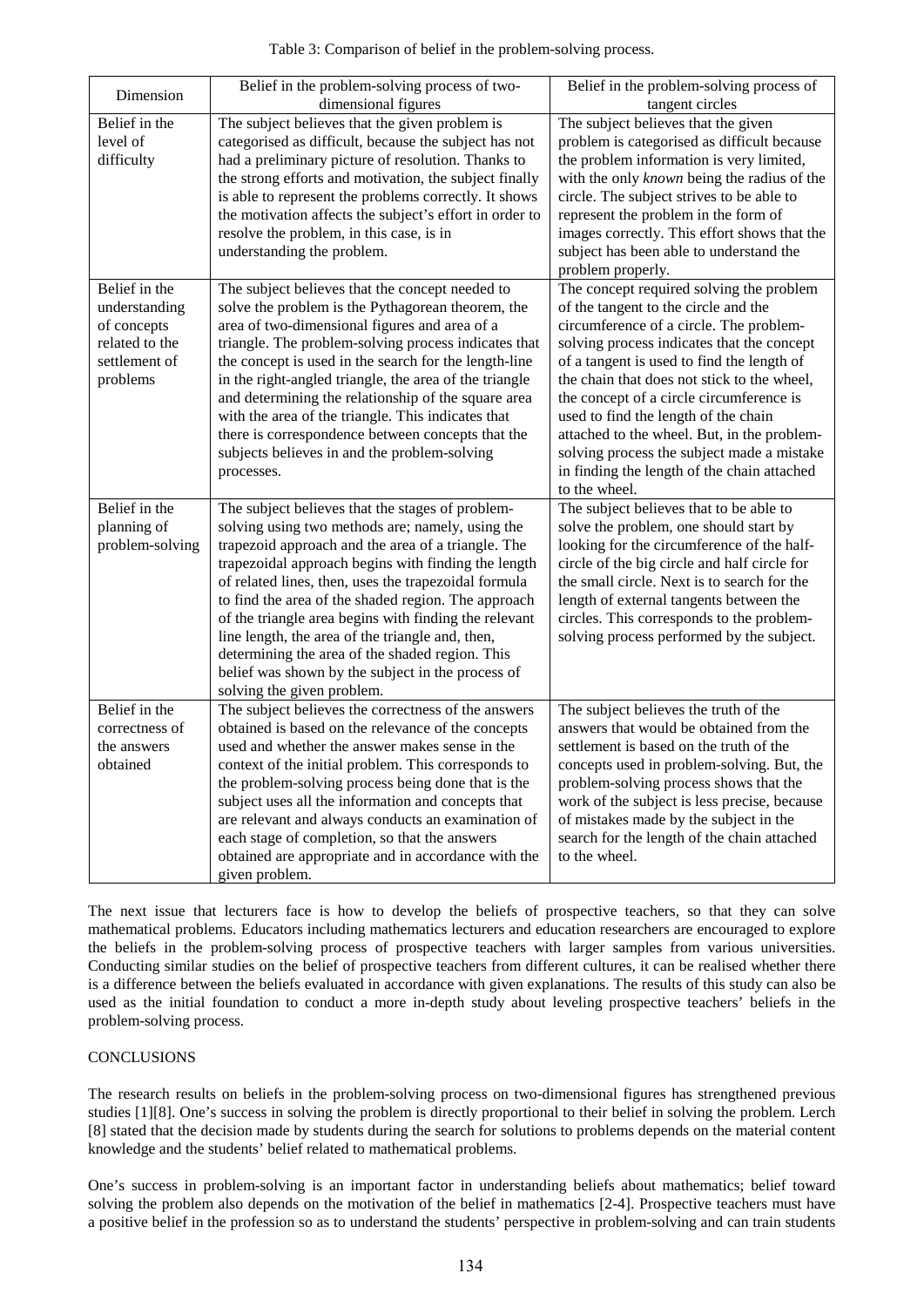Table 3: Comparison of belief in the problem-solving process.

| Dimension | Belief in the problem-solving process of two-dimensional figures | Belief in the problem-solving process of tangent circles |
|---|---|---|
| Belief in the level of difficulty | The subject believes that the given problem is categorised as difficult, because the subject has not had a preliminary picture of resolution. Thanks to the strong efforts and motivation, the subject finally is able to represent the problems correctly. It shows the motivation affects the subject's effort in order to resolve the problem, in this case, is in understanding the problem. | The subject believes that the given problem is categorised as difficult because the problem information is very limited, with the only *known* being the radius of the circle. The subject strives to be able to represent the problem in the form of images correctly. This effort shows that the subject has been able to understand the problem properly. |
| Belief in the understanding of concepts related to the settlement of problems | The subject believes that the concept needed to solve the problem is the Pythagorean theorem, the area of two-dimensional figures and area of a triangle. The problem-solving process indicates that the concept is used in the search for the length-line in the right-angled triangle, the area of the triangle and determining the relationship of the square area with the area of the triangle. This indicates that there is correspondence between concepts that the subjects believes in and the problem-solving processes. | The concept required solving the problem of the tangent to the circle and the circumference of a circle. The problem-solving process indicates that the concept of a tangent is used to find the length of the chain that does not stick to the wheel, the concept of a circle circumference is used to find the length of the chain attached to the wheel. But, in the problem-solving process the subject made a mistake in finding the length of the chain attached to the wheel. |
| Belief in the planning of problem-solving | The subject believes that the stages of problem-solving using two methods are; namely, using the trapezoid approach and the area of a triangle. The trapezoidal approach begins with finding the length of related lines, then, uses the trapezoidal formula to find the area of the shaded region. The approach of the triangle area begins with finding the relevant line length, the area of the triangle and, then, determining the area of the shaded region. This belief was shown by the subject in the process of solving the given problem. | The subject believes that to be able to solve the problem, one should start by looking for the circumference of the half-circle of the big circle and half circle for the small circle. Next is to search for the length of external tangents between the circles. This corresponds to the problem-solving process performed by the subject. |
| Belief in the correctness of the answers obtained | The subject believes the correctness of the answers obtained is based on the relevance of the concepts used and whether the answer makes sense in the context of the initial problem. This corresponds to the problem-solving process being done that is the subject uses all the information and concepts that are relevant and always conducts an examination of each stage of completion, so that the answers obtained are appropriate and in accordance with the given problem. | The subject believes the truth of the answers that would be obtained from the settlement is based on the truth of the concepts used in problem-solving. But, the problem-solving process shows that the work of the subject is less precise, because of mistakes made by the subject in the search for the length of the chain attached to the wheel. |

The next issue that lecturers face is how to develop the beliefs of prospective teachers, so that they can solve mathematical problems. Educators including mathematics lecturers and education researchers are encouraged to explore the beliefs in the problem-solving process of prospective teachers with larger samples from various universities. Conducting similar studies on the belief of prospective teachers from different cultures, it can be realised whether there is a difference between the beliefs evaluated in accordance with given explanations. The results of this study can also be used as the initial foundation to conduct a more in-depth study about leveling prospective teachers' beliefs in the problem-solving process.

## CONCLUSIONS

The research results on beliefs in the problem-solving process on two-dimensional figures has strengthened previous studies [1][8]. One's success in solving the problem is directly proportional to their belief in solving the problem. Lerch [8] stated that the decision made by students during the search for solutions to problems depends on the material content knowledge and the students' belief related to mathematical problems.

One's success in problem-solving is an important factor in understanding beliefs about mathematics; belief toward solving the problem also depends on the motivation of the belief in mathematics [2-4]. Prospective teachers must have a positive belief in the profession so as to understand the students' perspective in problem-solving and can train students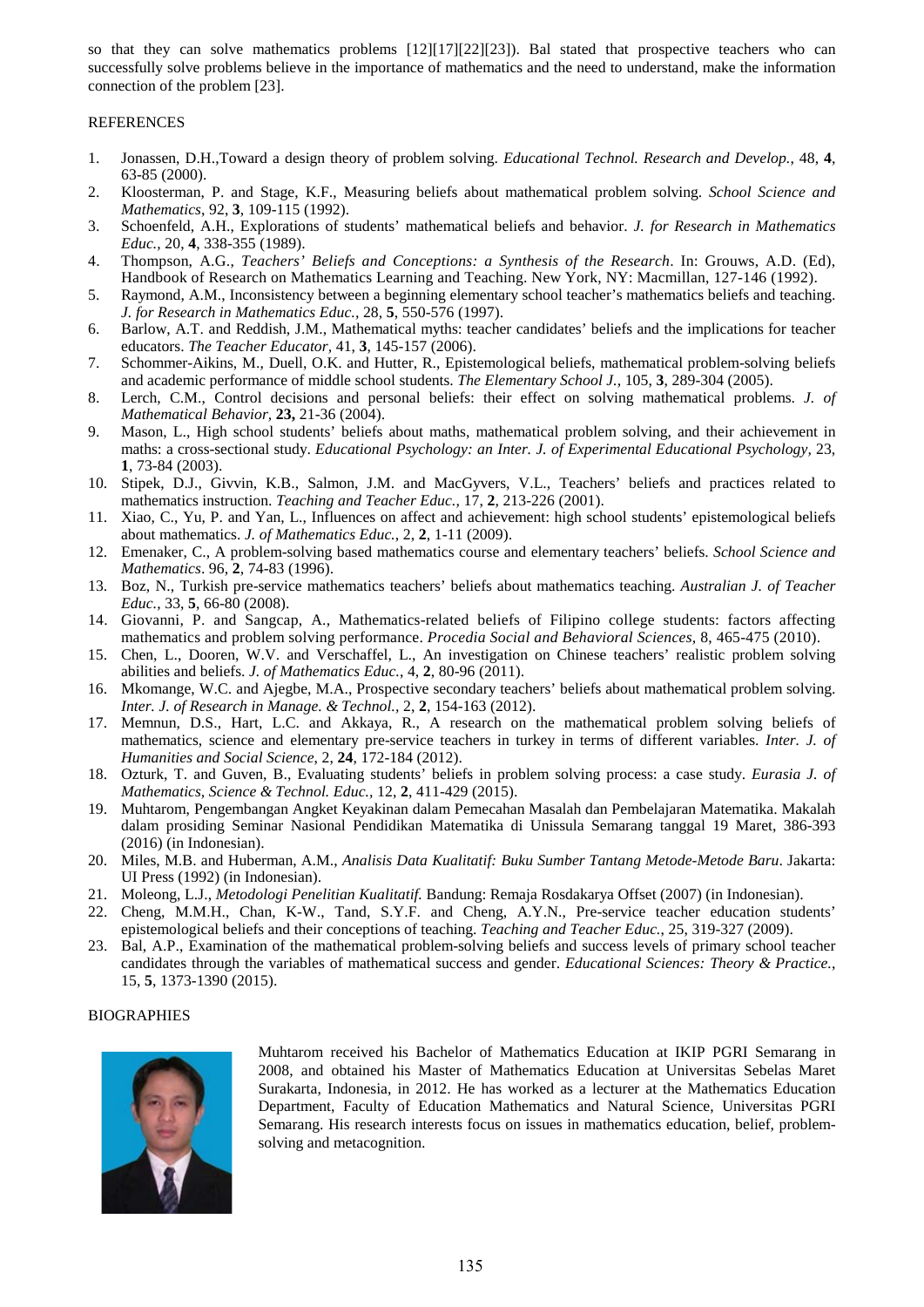so that they can solve mathematics problems [12][17][22][23]). Bal stated that prospective teachers who can successfully solve problems believe in the importance of mathematics and the need to understand, make the information connection of the problem [23].

## REFERENCES

1. Jonassen, D.H.,Toward a design theory of problem solving. *Educational Technol. Research and Develop.*, 48, **4**, 63-85 (2000).
2. Kloosterman, P. and Stage, K.F., Measuring beliefs about mathematical problem solving. *School Science and Mathematics*, 92, **3**, 109-115 (1992).
3. Schoenfeld, A.H., Explorations of students' mathematical beliefs and behavior. *J. for Research in Mathematics Educ.*, 20, **4**, 338-355 (1989).
4. Thompson, A.G., *Teachers' Beliefs and Conceptions: a Synthesis of the Research*. In: Grouws, A.D. (Ed), Handbook of Research on Mathematics Learning and Teaching. New York, NY: Macmillan, 127-146 (1992).
5. Raymond, A.M., Inconsistency between a beginning elementary school teacher's mathematics beliefs and teaching. *J. for Research in Mathematics Educ.*, 28, **5**, 550-576 (1997).
6. Barlow, A.T. and Reddish, J.M., Mathematical myths: teacher candidates' beliefs and the implications for teacher educators. *The Teacher Educator*, 41, **3**, 145-157 (2006).
7. Schommer-Aikins, M., Duell, O.K. and Hutter, R., Epistemological beliefs, mathematical problem-solving beliefs and academic performance of middle school students. *The Elementary School J.*, 105, **3**, 289-304 (2005).
8. Lerch, C.M., Control decisions and personal beliefs: their effect on solving mathematical problems. *J. of Mathematical Behavior*, **23,** 21-36 (2004).
9. Mason, L., High school students' beliefs about maths, mathematical problem solving, and their achievement in maths: a cross-sectional study. *Educational Psychology: an Inter. J. of Experimental Educational Psychology*, 23, **1**, 73-84 (2003).
10. Stipek, D.J., Givvin, K.B., Salmon, J.M. and MacGyvers, V.L., Teachers' beliefs and practices related to mathematics instruction. *Teaching and Teacher Educ.*, 17, **2**, 213-226 (2001).
11. Xiao, C., Yu, P. and Yan, L., Influences on affect and achievement: high school students' epistemological beliefs about mathematics. *J. of Mathematics Educ.*, 2, **2**, 1-11 (2009).
12. Emenaker, C., A problem-solving based mathematics course and elementary teachers' beliefs. *School Science and Mathematics*. 96, **2**, 74-83 (1996).
13. Boz, N., Turkish pre-service mathematics teachers' beliefs about mathematics teaching. *Australian J. of Teacher Educ.*, 33, **5**, 66-80 (2008).
14. Giovanni, P. and Sangcap, A., Mathematics-related beliefs of Filipino college students: factors affecting mathematics and problem solving performance. *Procedia Social and Behavioral Sciences*, 8, 465-475 (2010).
15. Chen, L., Dooren, W.V. and Verschaffel, L., An investigation on Chinese teachers' realistic problem solving abilities and beliefs. *J. of Mathematics Educ.*, 4, **2**, 80-96 (2011).
16. Mkomange, W.C. and Ajegbe, M.A., Prospective secondary teachers' beliefs about mathematical problem solving. *Inter. J. of Research in Manage. & Technol.*, 2, **2**, 154-163 (2012).
17. Memnun, D.S., Hart, L.C. and Akkaya, R., A research on the mathematical problem solving beliefs of mathematics, science and elementary pre-service teachers in turkey in terms of different variables. *Inter. J. of Humanities and Social Science*, 2, **24**, 172-184 (2012).
18. Ozturk, T. and Guven, B., Evaluating students' beliefs in problem solving process: a case study. *Eurasia J. of Mathematics, Science & Technol. Educ.*, 12, **2**, 411-429 (2015).
19. Muhtarom, Pengembangan Angket Keyakinan dalam Pemecahan Masalah dan Pembelajaran Matematika. Makalah dalam prosiding Seminar Nasional Pendidikan Matematika di Unissula Semarang tanggal 19 Maret, 386-393 (2016) (in Indonesian).
20. Miles, M.B. and Huberman, A.M., *Analisis Data Kualitatif: Buku Sumber Tantang Metode-Metode Baru*. Jakarta: UI Press (1992) (in Indonesian).
21. Moleong, L.J., *Metodologi Penelitian Kualitatif.* Bandung: Remaja Rosdakarya Offset (2007) (in Indonesian).
22. Cheng, M.M.H., Chan, K-W., Tand, S.Y.F. and Cheng, A.Y.N., Pre-service teacher education students' epistemological beliefs and their conceptions of teaching. *Teaching and Teacher Educ.*, 25, 319-327 (2009).
23. Bal, A.P., Examination of the mathematical problem-solving beliefs and success levels of primary school teacher candidates through the variables of mathematical success and gender. *Educational Sciences: Theory & Practice.*, 15, **5**, 1373-1390 (2015).

## BIOGRAPHIES

Muhtarom received his Bachelor of Mathematics Education at IKIP PGRI Semarang in 2008, and obtained his Master of Mathematics Education at Universitas Sebelas Maret Surakarta, Indonesia, in 2012. He has worked as a lecturer at the Mathematics Education Department, Faculty of Education Mathematics and Natural Science, Universitas PGRI Semarang. His research interests focus on issues in mathematics education, belief, problem-solving and metacognition.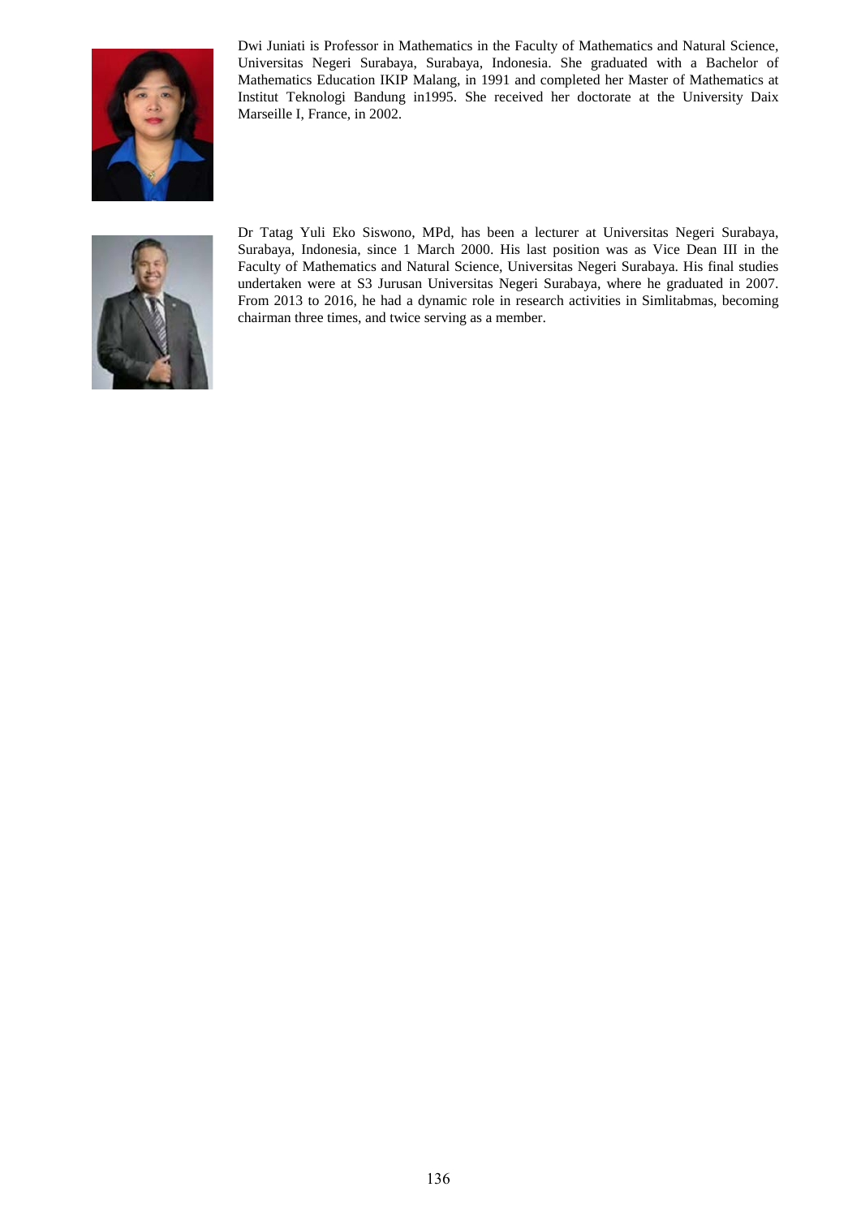Dwi Juniati is Professor in Mathematics in the Faculty of Mathematics and Natural Science, Universitas Negeri Surabaya, Surabaya, Indonesia. She graduated with a Bachelor of Mathematics Education IKIP Malang, in 1991 and completed her Master of Mathematics at Institut Teknologi Bandung in1995. She received her doctorate at the University Daix Marseille I, France, in 2002.

Dr Tatag Yuli Eko Siswono, MPd, has been a lecturer at Universitas Negeri Surabaya, Surabaya, Indonesia, since 1 March 2000. His last position was as Vice Dean III in the Faculty of Mathematics and Natural Science, Universitas Negeri Surabaya. His final studies undertaken were at S3 Jurusan Universitas Negeri Surabaya, where he graduated in 2007. From 2013 to 2016, he had a dynamic role in research activities in Simlitabmas, becoming chairman three times, and twice serving as a member.